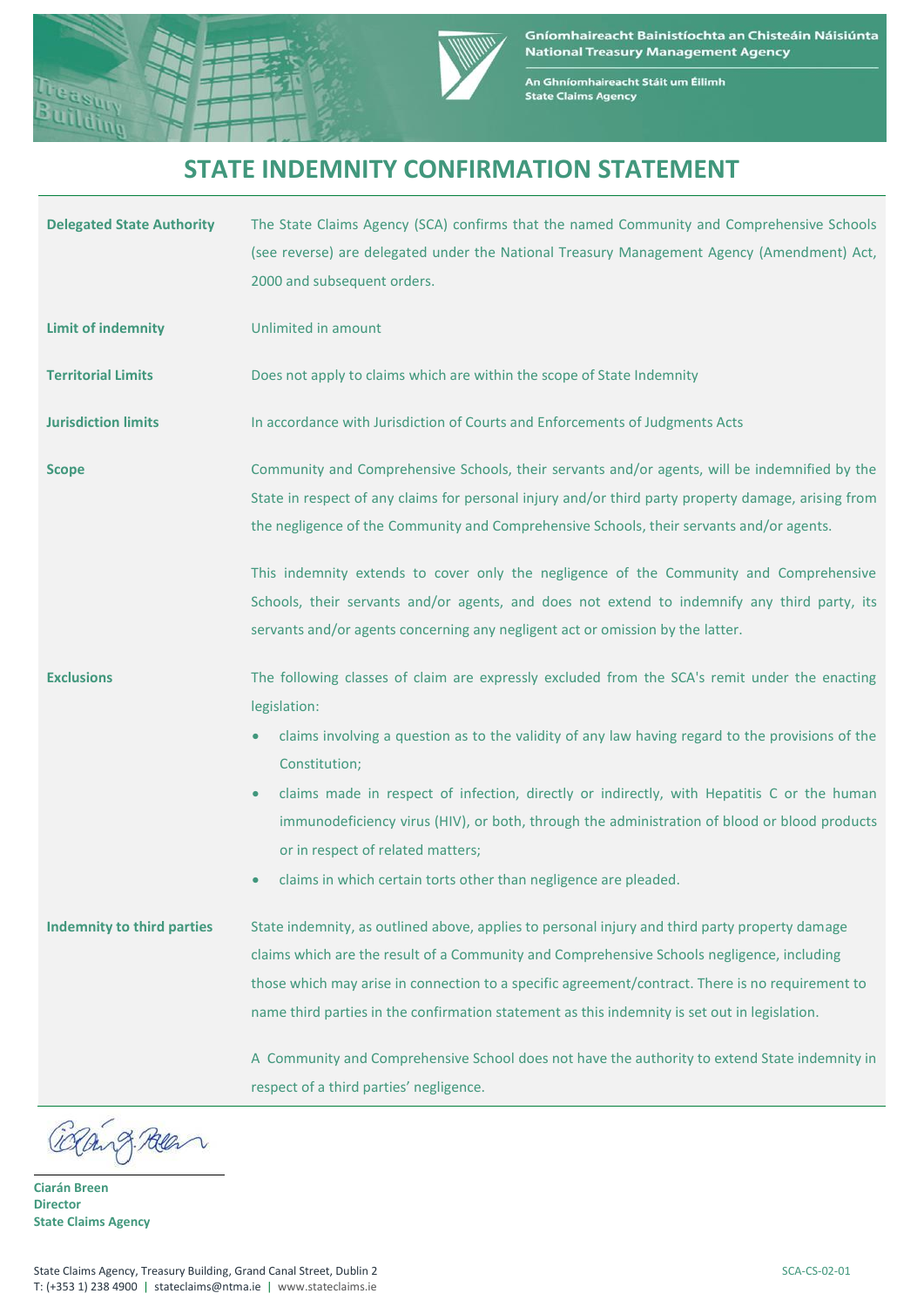Gníomhaireacht Bainistíochta an Chisteáin Náisiúnta
National Treasury Management Agency

An Ghníomhaireacht Stáit um Éilimh
State Claims Agency

# STATE INDEMNITY CONFIRMATION STATEMENT

**Delegated State Authority**

The State Claims Agency (SCA) confirms that the named Community and Comprehensive Schools (see reverse) are delegated under the National Treasury Management Agency (Amendment) Act, 2000 and subsequent orders.

**Limit of indemnity**

Unlimited in amount

**Territorial Limits**

Does not apply to claims which are within the scope of State Indemnity

**Jurisdiction limits**

In accordance with Jurisdiction of Courts and Enforcements of Judgments Acts

**Scope**

Community and Comprehensive Schools, their servants and/or agents, will be indemnified by the State in respect of any claims for personal injury and/or third party property damage, arising from the negligence of the Community and Comprehensive Schools, their servants and/or agents.

This indemnity extends to cover only the negligence of the Community and Comprehensive Schools, their servants and/or agents, and does not extend to indemnify any third party, its servants and/or agents concerning any negligent act or omission by the latter.

**Exclusions**

The following classes of claim are expressly excluded from the SCA's remit under the enacting legislation:

- claims involving a question as to the validity of any law having regard to the provisions of the Constitution;
- claims made in respect of infection, directly or indirectly, with Hepatitis C or the human immunodeficiency virus (HIV), or both, through the administration of blood or blood products or in respect of related matters;
- claims in which certain torts other than negligence are pleaded.

**Indemnity to third parties**

State indemnity, as outlined above, applies to personal injury and third party property damage claims which are the result of a Community and Comprehensive Schools negligence, including those which may arise in connection to a specific agreement/contract. There is no requirement to name third parties in the confirmation statement as this indemnity is set out in legislation.

A Community and Comprehensive School does not have the authority to extend State indemnity in respect of a third parties' negligence.

**Ciarán Breen**
**Director**
**State Claims Agency**

State Claims Agency, Treasury Building, Grand Canal Street, Dublin 2
T: (+353 1) 238 4900 | stateclaims@ntma.ie | www.stateclaims.ie

SCA-CS-02-01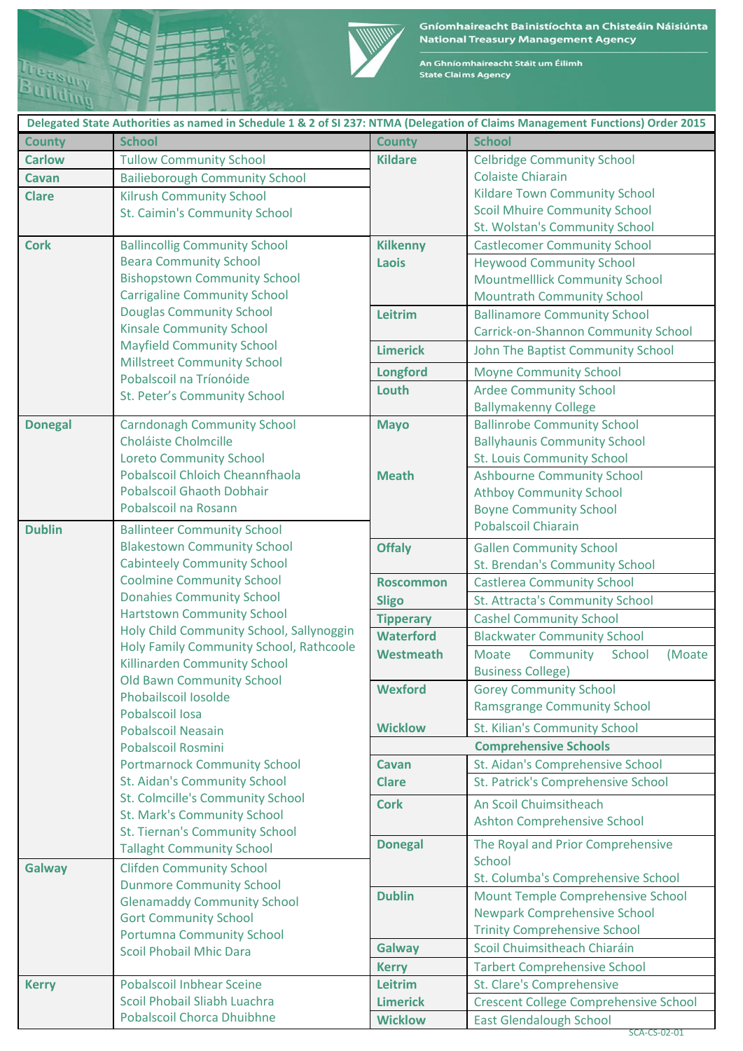Gníomhaireacht Bainistíochta an Chisteáin Náisiúnta
National Treasury Management Agency

An Ghníomhaireacht Stáit um Éilimh
State Claims Agency

**Delegated State Authorities as named in Schedule 1 & 2 of SI 237: NTMA (Delegation of Claims Management Functions) Order 2015**

| County | School | County | School |
|---|---|---|---|
| **Carlow** | Tullow Community School | **Kildare** | Celbridge Community School<br>Colaiste Chiarain<br>Kildare Town Community School<br>Scoil Mhuire Community School<br>St. Wolstan's Community School |
| **Cavan** | Bailieborough Community School | | |
| **Clare** | Kilrush Community School<br>St. Caimin's Community School | | |
| **Cork** | Ballincollig Community School<br>Beara Community School<br>Bishopstown Community School<br>Carrigaline Community School<br>Douglas Community School<br>Kinsale Community School<br>Mayfield Community School<br>Millstreet Community School<br>Pobalscoil na Tríonóide<br>St. Peter's Community School | **Kilkenny** | Castlecomer Community School |
| | | **Laois** | Heywood Community School<br>Mountmelllick Community School<br>Mountrath Community School |
| | | **Leitrim** | Ballinamore Community School<br>Carrick-on-Shannon Community School |
| | | **Limerick** | John The Baptist Community School |
| | | **Longford** | Moyne Community School |
| | | **Louth** | Ardee Community School<br>Ballymakenny College |
| **Donegal** | Carndonagh Community School<br>Choláiste Cholmcille<br>Loreto Community School<br>Pobalscoil Chloich Cheannfhaola<br>Pobalscoil Ghaoth Dobhair<br>Pobalscoil na Rosann | **Mayo** | Ballinrobe Community School<br>Ballyhaunis Community School<br>St. Louis Community School |
| | | **Meath** | Ashbourne Community School<br>Athboy Community School<br>Boyne Community School<br>Pobalscoil Chiarain |
| **Dublin** | Ballinteer Community School<br>Blakestown Community School<br>Cabinteely Community School<br>Coolmine Community School<br>Donahies Community School<br>Hartstown Community School<br>Holy Child Community School, Sallynoggin<br>Holy Family Community School, Rathcoole<br>Killinarden Community School<br>Old Bawn Community School<br>Phobailscoil Iosolde<br>Pobalscoil Iosa<br>Pobalscoil Neasain<br>Pobalscoil Rosmini<br>Portmarnock Community School<br>St. Aidan's Community School<br>St. Colmcille's Community School<br>St. Mark's Community School<br>St. Tiernan's Community School<br>Tallaght Community School | **Offaly** | Gallen Community School<br>St. Brendan's Community School |
| | | **Roscommon** | Castlerea Community School |
| | | **Sligo** | St. Attracta's Community School |
| | | **Tipperary** | Cashel Community School |
| | | **Waterford** | Blackwater Community School |
| | | **Westmeath** | Moate Community School (Moate Business College) |
| | | **Wexford** | Gorey Community School<br>Ramsgrange Community School |
| | | **Wicklow** | St. Kilian's Community School |
| | | | **Comprehensive Schools** |
| | | **Cavan** | St. Aidan's Comprehensive School |
| | | **Clare** | St. Patrick's Comprehensive School |
| | | **Cork** | An Scoil Chuimsitheach<br>Ashton Comprehensive School |
| | | **Donegal** | The Royal and Prior Comprehensive School<br>St. Columba's Comprehensive School |
| **Galway** | Clifden Community School<br>Dunmore Community School<br>Glenamaddy Community School<br>Gort Community School<br>Portumna Community School<br>Scoil Phobail Mhic Dara | **Dublin** | Mount Temple Comprehensive School<br>Newpark Comprehensive School<br>Trinity Comprehensive School |
| | | **Galway** | Scoil Chuimsitheach Chiaráin |
| | | **Kerry** | Tarbert Comprehensive School |
| **Kerry** | Pobalscoil Inbhear Sceine<br>Scoil Phobail Sliabh Luachra<br>Pobalscoil Chorca Dhuibhne | **Leitrim** | St. Clare's Comprehensive |
| | | **Limerick** | Crescent College Comprehensive School |
| | | **Wicklow** | East Glendalough School |

SCA-CS-02-01